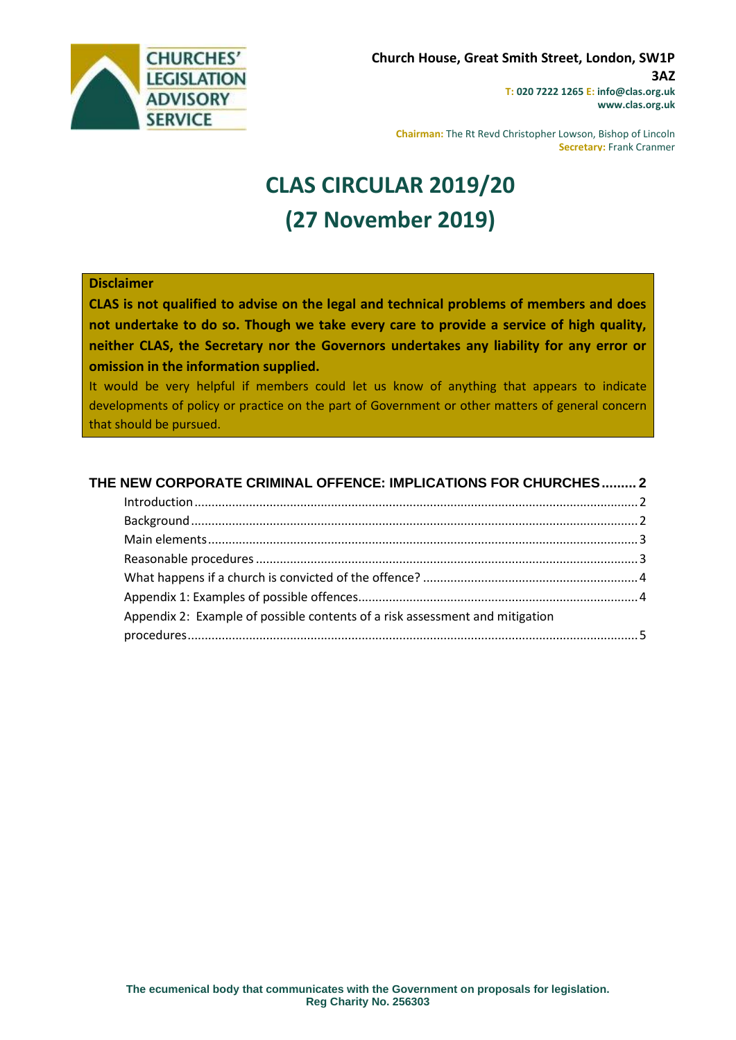CHURCHES' LEGISLATION ADVISORY SERVICE

**Church House, Great Smith Street, London, SW1P 3AZ**
**T: 020 7222 1265 E: info@clas.org.uk**
**www.clas.org.uk**

**Chairman:** The Rt Revd Christopher Lowson, Bishop of Lincoln
**Secretary:** Frank Cranmer

# CLAS CIRCULAR 2019/20
# (27 November 2019)

**Disclaimer**

**CLAS is not qualified to advise on the legal and technical problems of members and does not undertake to do so. Though we take every care to provide a service of high quality, neither CLAS, the Secretary nor the Governors undertakes any liability for any error or omission in the information supplied.**

It would be very helpful if members could let us know of anything that appears to indicate developments of policy or practice on the part of Government or other matters of general concern that should be pursued.

**THE NEW CORPORATE CRIMINAL OFFENCE: IMPLICATIONS FOR CHURCHES ......... 2**

- Introduction ......... 2
- Background ......... 2
- Main elements ......... 3
- Reasonable procedures ......... 3
- What happens if a church is convicted of the offence? ......... 4
- Appendix 1: Examples of possible offences ......... 4
- Appendix 2: Example of possible contents of a risk assessment and mitigation procedures ......... 5

**The ecumenical body that communicates with the Government on proposals for legislation.**
**Reg Charity No. 256303**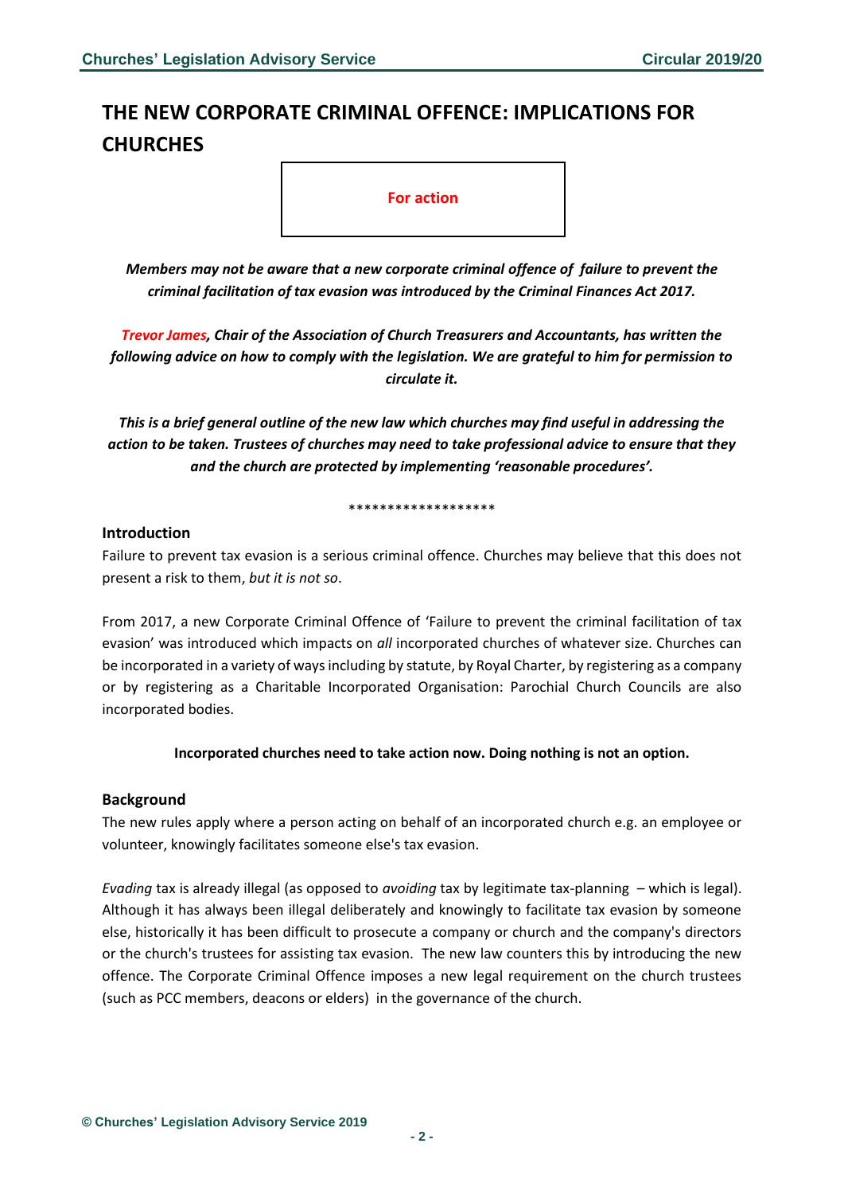# THE NEW CORPORATE CRIMINAL OFFENCE: IMPLICATIONS FOR CHURCHES

**For action**

***Members may not be aware that a new corporate criminal offence of failure to prevent the criminal facilitation of tax evasion was introduced by the Criminal Finances Act 2017.***

***Trevor James, Chair of the Association of Church Treasurers and Accountants, has written the following advice on how to comply with the legislation. We are grateful to him for permission to circulate it.***

***This is a brief general outline of the new law which churches may find useful in addressing the action to be taken. Trustees of churches may need to take professional advice to ensure that they and the church are protected by implementing 'reasonable procedures'.***

*******************

## Introduction

Failure to prevent tax evasion is a serious criminal offence. Churches may believe that this does not present a risk to them, *but it is not so*.

From 2017, a new Corporate Criminal Offence of 'Failure to prevent the criminal facilitation of tax evasion' was introduced which impacts on *all* incorporated churches of whatever size. Churches can be incorporated in a variety of ways including by statute, by Royal Charter, by registering as a company or by registering as a Charitable Incorporated Organisation: Parochial Church Councils are also incorporated bodies.

**Incorporated churches need to take action now. Doing nothing is not an option.**

## Background

The new rules apply where a person acting on behalf of an incorporated church e.g. an employee or volunteer, knowingly facilitates someone else's tax evasion.

*Evading* tax is already illegal (as opposed to *avoiding* tax by legitimate tax-planning – which is legal). Although it has always been illegal deliberately and knowingly to facilitate tax evasion by someone else, historically it has been difficult to prosecute a company or church and the company's directors or the church's trustees for assisting tax evasion. The new law counters this by introducing the new offence. The Corporate Criminal Offence imposes a new legal requirement on the church trustees (such as PCC members, deacons or elders) in the governance of the church.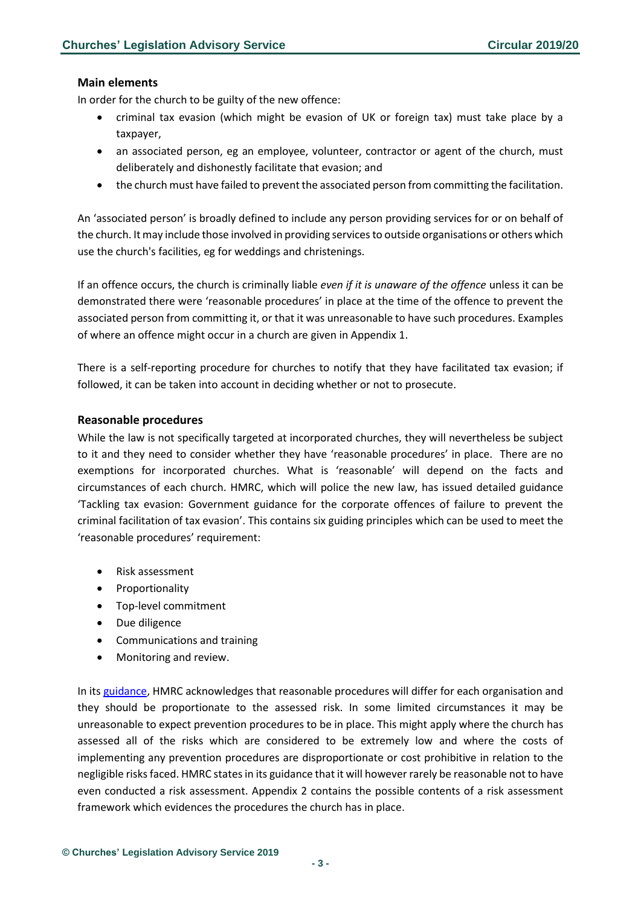### Main elements

In order for the church to be guilty of the new offence:

- criminal tax evasion (which might be evasion of UK or foreign tax) must take place by a taxpayer,
- an associated person, eg an employee, volunteer, contractor or agent of the church, must deliberately and dishonestly facilitate that evasion; and
- the church must have failed to prevent the associated person from committing the facilitation.

An 'associated person' is broadly defined to include any person providing services for or on behalf of the church. It may include those involved in providing services to outside organisations or others which use the church's facilities, eg for weddings and christenings.

If an offence occurs, the church is criminally liable *even if it is unaware of the offence* unless it can be demonstrated there were 'reasonable procedures' in place at the time of the offence to prevent the associated person from committing it, or that it was unreasonable to have such procedures. Examples of where an offence might occur in a church are given in Appendix 1.

There is a self-reporting procedure for churches to notify that they have facilitated tax evasion; if followed, it can be taken into account in deciding whether or not to prosecute.

### Reasonable procedures

While the law is not specifically targeted at incorporated churches, they will nevertheless be subject to it and they need to consider whether they have 'reasonable procedures' in place. There are no exemptions for incorporated churches. What is 'reasonable' will depend on the facts and circumstances of each church. HMRC, which will police the new law, has issued detailed guidance 'Tackling tax evasion: Government guidance for the corporate offences of failure to prevent the criminal facilitation of tax evasion'. This contains six guiding principles which can be used to meet the 'reasonable procedures' requirement:

- Risk assessment
- Proportionality
- Top-level commitment
- Due diligence
- Communications and training
- Monitoring and review.

In its guidance, HMRC acknowledges that reasonable procedures will differ for each organisation and they should be proportionate to the assessed risk. In some limited circumstances it may be unreasonable to expect prevention procedures to be in place. This might apply where the church has assessed all of the risks which are considered to be extremely low and where the costs of implementing any prevention procedures are disproportionate or cost prohibitive in relation to the negligible risks faced. HMRC states in its guidance that it will however rarely be reasonable not to have even conducted a risk assessment. Appendix 2 contains the possible contents of a risk assessment framework which evidences the procedures the church has in place.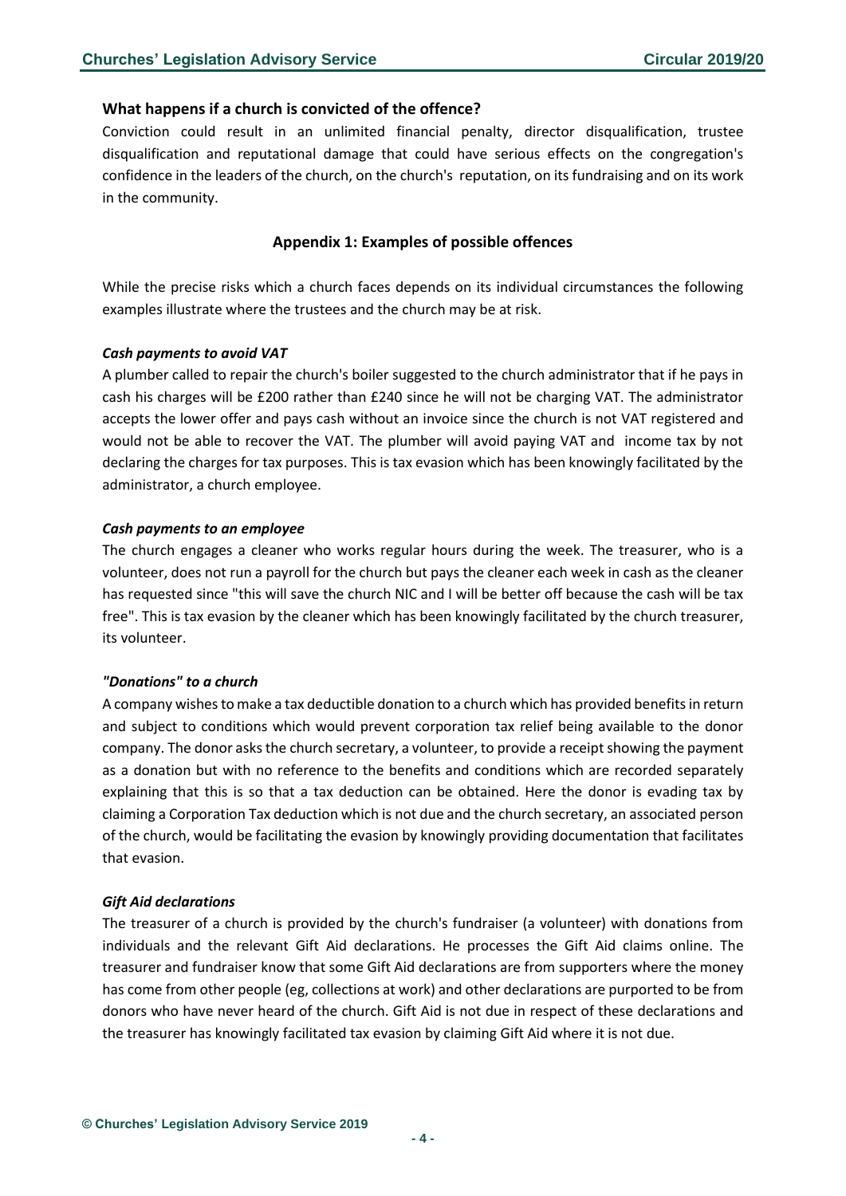### What happens if a church is convicted of the offence?

Conviction could result in an unlimited financial penalty, director disqualification, trustee disqualification and reputational damage that could have serious effects on the congregation's confidence in the leaders of the church, on the church's reputation, on its fundraising and on its work in the community.

## Appendix 1: Examples of possible offences

While the precise risks which a church faces depends on its individual circumstances the following examples illustrate where the trustees and the church may be at risk.

***Cash payments to avoid VAT***

A plumber called to repair the church's boiler suggested to the church administrator that if he pays in cash his charges will be £200 rather than £240 since he will not be charging VAT. The administrator accepts the lower offer and pays cash without an invoice since the church is not VAT registered and would not be able to recover the VAT. The plumber will avoid paying VAT and income tax by not declaring the charges for tax purposes. This is tax evasion which has been knowingly facilitated by the administrator, a church employee.

***Cash payments to an employee***

The church engages a cleaner who works regular hours during the week. The treasurer, who is a volunteer, does not run a payroll for the church but pays the cleaner each week in cash as the cleaner has requested since "this will save the church NIC and I will be better off because the cash will be tax free". This is tax evasion by the cleaner which has been knowingly facilitated by the church treasurer, its volunteer.

***"Donations" to a church***

A company wishes to make a tax deductible donation to a church which has provided benefits in return and subject to conditions which would prevent corporation tax relief being available to the donor company. The donor asks the church secretary, a volunteer, to provide a receipt showing the payment as a donation but with no reference to the benefits and conditions which are recorded separately explaining that this is so that a tax deduction can be obtained. Here the donor is evading tax by claiming a Corporation Tax deduction which is not due and the church secretary, an associated person of the church, would be facilitating the evasion by knowingly providing documentation that facilitates that evasion.

***Gift Aid declarations***

The treasurer of a church is provided by the church's fundraiser (a volunteer) with donations from individuals and the relevant Gift Aid declarations. He processes the Gift Aid claims online. The treasurer and fundraiser know that some Gift Aid declarations are from supporters where the money has come from other people (eg, collections at work) and other declarations are purported to be from donors who have never heard of the church. Gift Aid is not due in respect of these declarations and the treasurer has knowingly facilitated tax evasion by claiming Gift Aid where it is not due.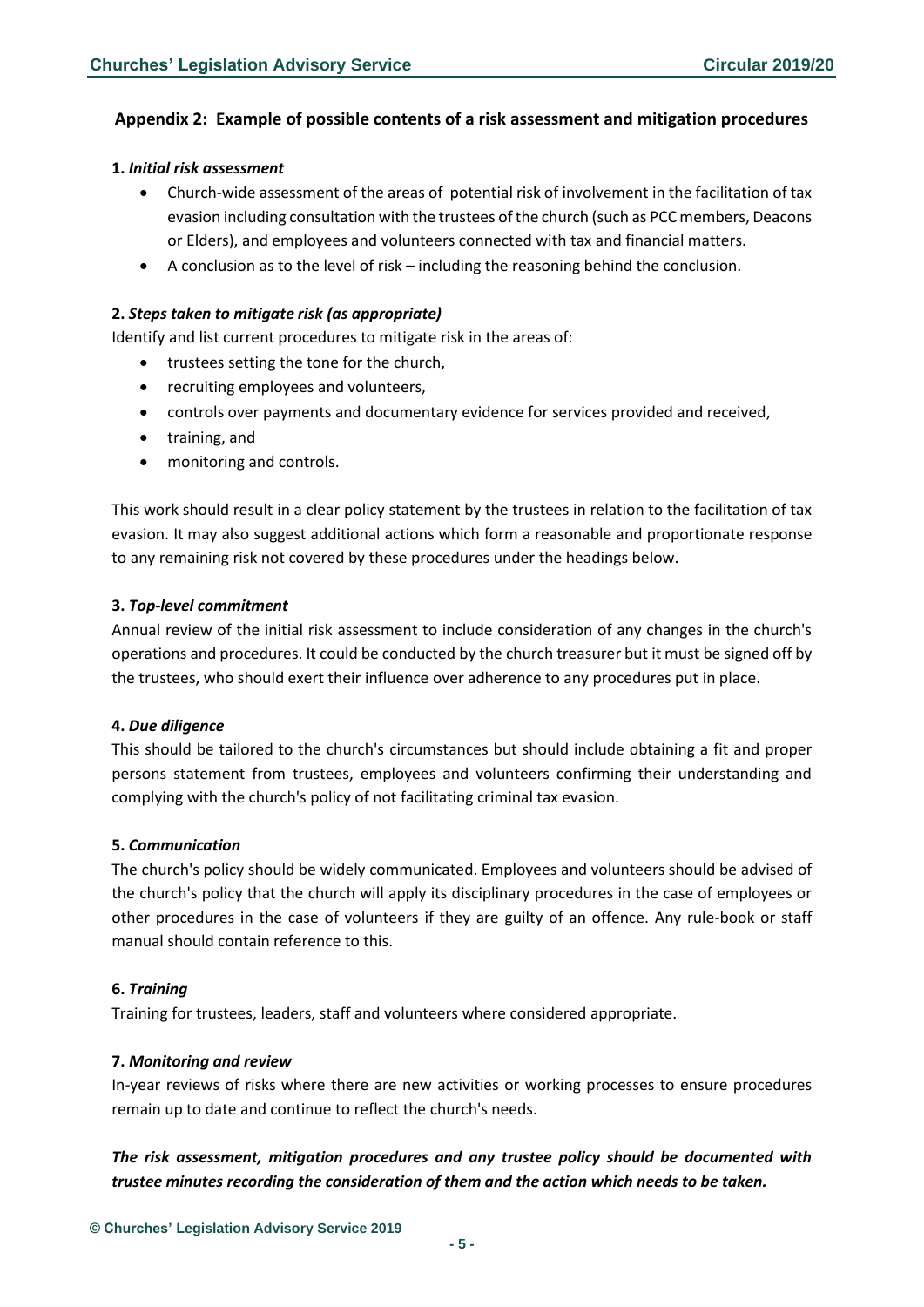## Appendix 2: Example of possible contents of a risk assessment and mitigation procedures

**1.** ***Initial risk assessment***

- Church-wide assessment of the areas of potential risk of involvement in the facilitation of tax evasion including consultation with the trustees of the church (such as PCC members, Deacons or Elders), and employees and volunteers connected with tax and financial matters.
- A conclusion as to the level of risk – including the reasoning behind the conclusion.

**2.** ***Steps taken to mitigate risk (as appropriate)***

Identify and list current procedures to mitigate risk in the areas of:

- trustees setting the tone for the church,
- recruiting employees and volunteers,
- controls over payments and documentary evidence for services provided and received,
- training, and
- monitoring and controls.

This work should result in a clear policy statement by the trustees in relation to the facilitation of tax evasion. It may also suggest additional actions which form a reasonable and proportionate response to any remaining risk not covered by these procedures under the headings below.

**3.** ***Top-level commitment***

Annual review of the initial risk assessment to include consideration of any changes in the church's operations and procedures. It could be conducted by the church treasurer but it must be signed off by the trustees, who should exert their influence over adherence to any procedures put in place.

**4.** ***Due diligence***

This should be tailored to the church's circumstances but should include obtaining a fit and proper persons statement from trustees, employees and volunteers confirming their understanding and complying with the church's policy of not facilitating criminal tax evasion.

**5.** ***Communication***

The church's policy should be widely communicated. Employees and volunteers should be advised of the church's policy that the church will apply its disciplinary procedures in the case of employees or other procedures in the case of volunteers if they are guilty of an offence. Any rule-book or staff manual should contain reference to this.

**6.** ***Training***

Training for trustees, leaders, staff and volunteers where considered appropriate.

**7.** ***Monitoring and review***

In-year reviews of risks where there are new activities or working processes to ensure procedures remain up to date and continue to reflect the church's needs.

***The risk assessment, mitigation procedures and any trustee policy should be documented with trustee minutes recording the consideration of them and the action which needs to be taken.***